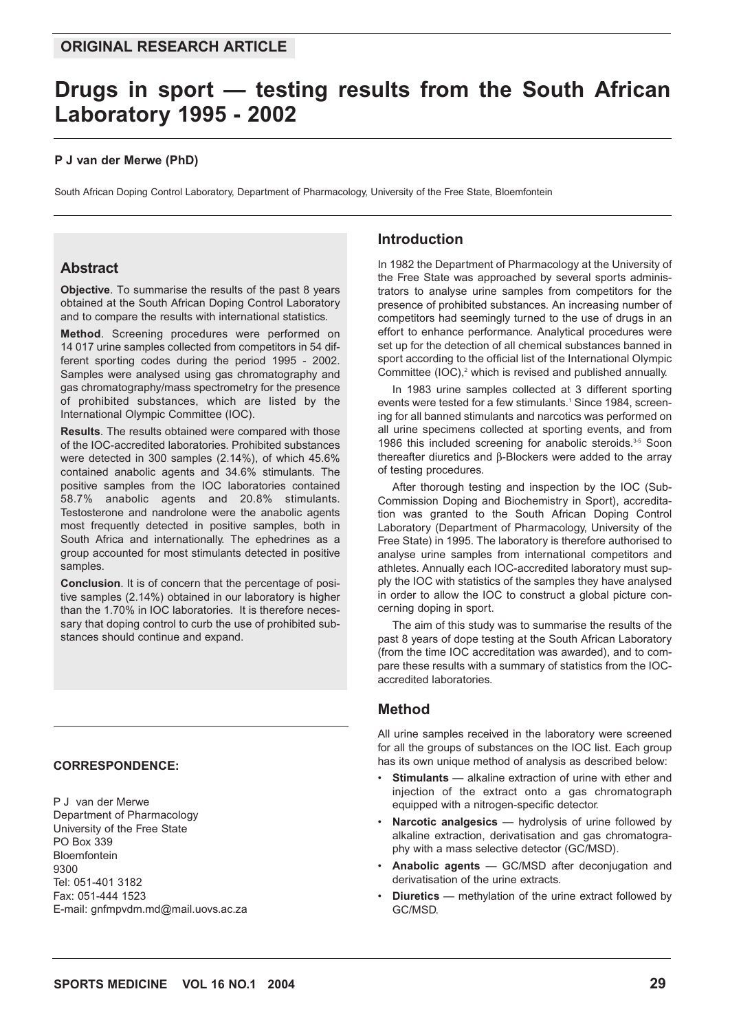ORIGINAL RESEARCH ARTICLE

# Drugs in sport — testing results from the South African Laboratory 1995 - 2002

**P J van der Merwe (PhD)**

South African Doping Control Laboratory, Department of Pharmacology, University of the Free State, Bloemfontein

## Abstract

**Objective**. To summarise the results of the past 8 years obtained at the South African Doping Control Laboratory and to compare the results with international statistics.

**Method**. Screening procedures were performed on 14 017 urine samples collected from competitors in 54 different sporting codes during the period 1995 - 2002. Samples were analysed using gas chromatography and gas chromatography/mass spectrometry for the presence of prohibited substances, which are listed by the International Olympic Committee (IOC).

**Results**. The results obtained were compared with those of the IOC-accredited laboratories. Prohibited substances were detected in 300 samples (2.14%), of which 45.6% contained anabolic agents and 34.6% stimulants. The positive samples from the IOC laboratories contained 58.7% anabolic agents and 20.8% stimulants. Testosterone and nandrolone were the anabolic agents most frequently detected in positive samples, both in South Africa and internationally. The ephedrines as a group accounted for most stimulants detected in positive samples.

**Conclusion**. It is of concern that the percentage of positive samples (2.14%) obtained in our laboratory is higher than the 1.70% in IOC laboratories. It is therefore necessary that doping control to curb the use of prohibited substances should continue and expand.

**CORRESPONDENCE:**

P J van der Merwe
Department of Pharmacology
University of the Free State
PO Box 339
Bloemfontein
9300
Tel: 051-401 3182
Fax: 051-444 1523
E-mail: gnfmpvdm.md@mail.uovs.ac.za

## Introduction

In 1982 the Department of Pharmacology at the University of the Free State was approached by several sports administrators to analyse urine samples from competitors for the presence of prohibited substances. An increasing number of competitors had seemingly turned to the use of drugs in an effort to enhance performance. Analytical procedures were set up for the detection of all chemical substances banned in sport according to the official list of the International Olympic Committee (IOC),[2] which is revised and published annually.

In 1983 urine samples collected at 3 different sporting events were tested for a few stimulants.[1] Since 1984, screening for all banned stimulants and narcotics was performed on all urine specimens collected at sporting events, and from 1986 this included screening for anabolic steroids.[3-5] Soon thereafter diuretics and β-Blockers were added to the array of testing procedures.

After thorough testing and inspection by the IOC (Sub-Commission Doping and Biochemistry in Sport), accreditation was granted to the South African Doping Control Laboratory (Department of Pharmacology, University of the Free State) in 1995. The laboratory is therefore authorised to analyse urine samples from international competitors and athletes. Annually each IOC-accredited laboratory must supply the IOC with statistics of the samples they have analysed in order to allow the IOC to construct a global picture concerning doping in sport.

The aim of this study was to summarise the results of the past 8 years of dope testing at the South African Laboratory (from the time IOC accreditation was awarded), and to compare these results with a summary of statistics from the IOC-accredited laboratories.

## Method

All urine samples received in the laboratory were screened for all the groups of substances on the IOC list. Each group has its own unique method of analysis as described below:

- **Stimulants** — alkaline extraction of urine with ether and injection of the extract onto a gas chromatograph equipped with a nitrogen-specific detector.
- **Narcotic analgesics** — hydrolysis of urine followed by alkaline extraction, derivatisation and gas chromatography with a mass selective detector (GC/MSD).
- **Anabolic agents** — GC/MSD after deconjugation and derivatisation of the urine extracts.
- **Diuretics** — methylation of the urine extract followed by GC/MSD.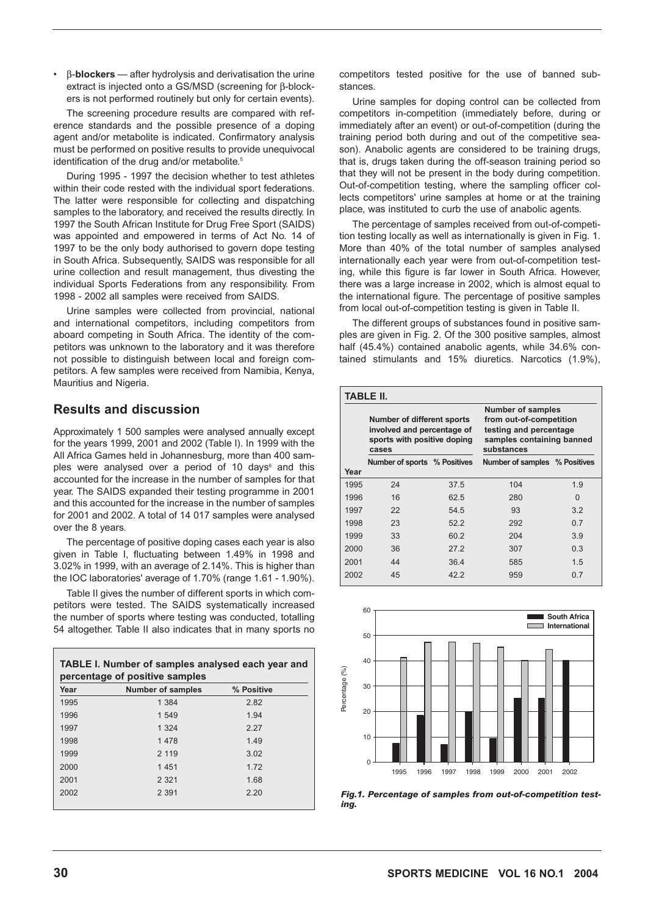- β-**blockers** — after hydrolysis and derivatisation the urine extract is injected onto a GS/MSD (screening for β-blockers is not performed routinely but only for certain events).

The screening procedure results are compared with reference standards and the possible presence of a doping agent and/or metabolite is indicated. Confirmatory analysis must be performed on positive results to provide unequivocal identification of the drug and/or metabolite.[5]

During 1995 - 1997 the decision whether to test athletes within their code rested with the individual sport federations. The latter were responsible for collecting and dispatching samples to the laboratory, and received the results directly. In 1997 the South African Institute for Drug Free Sport (SAIDS) was appointed and empowered in terms of Act No. 14 of 1997 to be the only body authorised to govern dope testing in South Africa. Subsequently, SAIDS was responsible for all urine collection and result management, thus divesting the individual Sports Federations from any responsibility. From 1998 - 2002 all samples were received from SAIDS.

Urine samples were collected from provincial, national and international competitors, including competitors from aboard competing in South Africa. The identity of the competitors was unknown to the laboratory and it was therefore not possible to distinguish between local and foreign competitors. A few samples were received from Namibia, Kenya, Mauritius and Nigeria.

## Results and discussion

Approximately 1 500 samples were analysed annually except for the years 1999, 2001 and 2002 (Table I). In 1999 with the All Africa Games held in Johannesburg, more than 400 samples were analysed over a period of 10 days[6] and this accounted for the increase in the number of samples for that year. The SAIDS expanded their testing programme in 2001 and this accounted for the increase in the number of samples for 2001 and 2002. A total of 14 017 samples were analysed over the 8 years.

The percentage of positive doping cases each year is also given in Table I, fluctuating between 1.49% in 1998 and 3.02% in 1999, with an average of 2.14%. This is higher than the IOC laboratories' average of 1.70% (range 1.61 - 1.90%).

Table II gives the number of different sports in which competitors were tested. The SAIDS systematically increased the number of sports where testing was conducted, totalling 54 altogether. Table II also indicates that in many sports no competitors tested positive for the use of banned substances.

**TABLE I. Number of samples analysed each year and percentage of positive samples**

| Year | Number of samples | % Positive |
|---|---|---|
| 1995 | 1 384 | 2.82 |
| 1996 | 1 549 | 1.94 |
| 1997 | 1 324 | 2.27 |
| 1998 | 1 478 | 1.49 |
| 1999 | 2 119 | 3.02 |
| 2000 | 1 451 | 1.72 |
| 2001 | 2 321 | 1.68 |
| 2002 | 2 391 | 2.20 |

Urine samples for doping control can be collected from competitors in-competition (immediately before, during or immediately after an event) or out-of-competition (during the training period both during and out of the competitive season). Anabolic agents are considered to be training drugs, that is, drugs taken during the off-season training period so that they will not be present in the body during competition. Out-of-competition testing, where the sampling officer collects competitors' urine samples at home or at the training place, was instituted to curb the use of anabolic agents.

The percentage of samples received from out-of-competition testing locally as well as internationally is given in Fig. 1. More than 40% of the total number of samples analysed internationally each year were from out-of-competition testing, while this figure is far lower in South Africa. However, there was a large increase in 2002, which is almost equal to the international figure. The percentage of positive samples from local out-of-competition testing is given in Table II.

The different groups of substances found in positive samples are given in Fig. 2. Of the 300 positive samples, almost half (45.4%) contained anabolic agents, while 34.6% contained stimulants and 15% diuretics. Narcotics (1.9%),

**TABLE II.**

| | Number of different sports involved and percentage of sports with positive doping cases | | Number of samples from out-of-competition testing and percentage samples containing banned substances | |
|---|---|---|---|---|
| Year | Number of sports | % Positives | Number of samples | % Positives |
| 1995 | 24 | 37.5 | 104 | 1.9 |
| 1996 | 16 | 62.5 | 280 | 0 |
| 1997 | 22 | 54.5 | 93 | 3.2 |
| 1998 | 23 | 52.2 | 292 | 0.7 |
| 1999 | 33 | 60.2 | 204 | 3.9 |
| 2000 | 36 | 27.2 | 307 | 0.3 |
| 2001 | 44 | 36.4 | 585 | 1.5 |
| 2002 | 45 | 42.2 | 959 | 0.7 |

*Fig.1. Percentage of samples from out-of-competition testing.*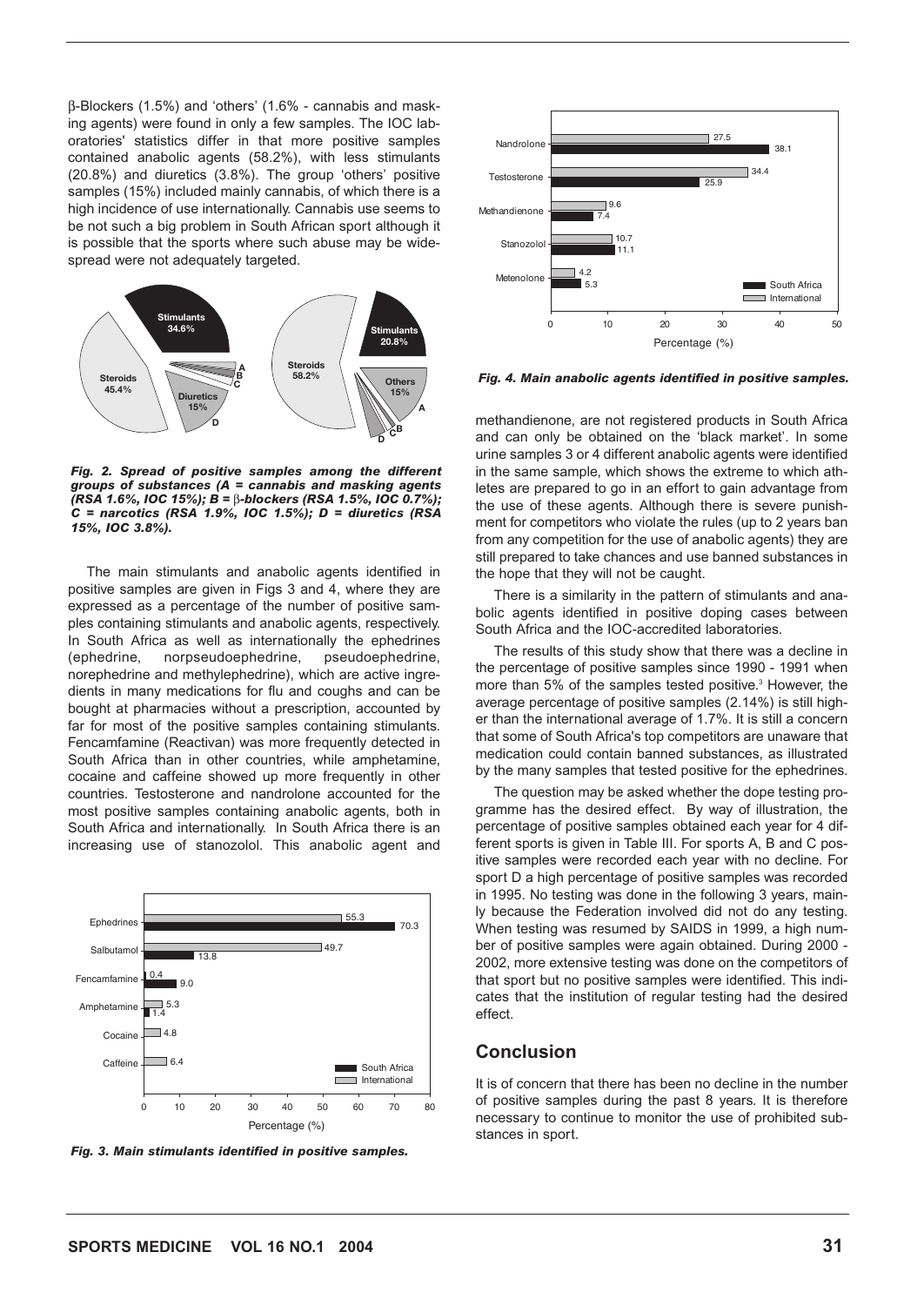β-Blockers (1.5%) and 'others' (1.6% - cannabis and masking agents) were found in only a few samples. The IOC laboratories' statistics differ in that more positive samples contained anabolic agents (58.2%), with less stimulants (20.8%) and diuretics (3.8%). The group 'others' positive samples (15%) included mainly cannabis, of which there is a high incidence of use internationally. Cannabis use seems to be not such a big problem in South African sport although it is possible that the sports where such abuse may be widespread were not adequately targeted.

*Fig. 2. Spread of positive samples among the different groups of substances (A = cannabis and masking agents (RSA 1.6%, IOC 15%); B = β-blockers (RSA 1.5%, IOC 0.7%); C = narcotics (RSA 1.9%, IOC 1.5%); D = diuretics (RSA 15%, IOC 3.8%).*

The main stimulants and anabolic agents identified in positive samples are given in Figs 3 and 4, where they are expressed as a percentage of the number of positive samples containing stimulants and anabolic agents, respectively. In South Africa as well as internationally the ephedrines (ephedrine, norpseudoephedrine, pseudoephedrine, norephedrine and methylephedrine), which are active ingredients in many medications for flu and coughs and can be bought at pharmacies without a prescription, accounted by far for most of the positive samples containing stimulants. Fencamfamine (Reactivan) was more frequently detected in South Africa than in other countries, while amphetamine, cocaine and caffeine showed up more frequently in other countries. Testosterone and nandrolone accounted for the most positive samples containing anabolic agents, both in South Africa and internationally. In South Africa there is an increasing use of stanozolol. This anabolic agent and methandienone, are not registered products in South Africa and can only be obtained on the 'black market'. In some urine samples 3 or 4 different anabolic agents were identified in the same sample, which shows the extreme to which athletes are prepared to go in an effort to gain advantage from the use of these agents. Although there is severe punishment for competitors who violate the rules (up to 2 years ban from any competition for the use of anabolic agents) they are still prepared to take chances and use banned substances in the hope that they will not be caught.

*Fig. 3. Main stimulants identified in positive samples.*

*Fig. 4. Main anabolic agents identified in positive samples.*

There is a similarity in the pattern of stimulants and anabolic agents identified in positive doping cases between South Africa and the IOC-accredited laboratories.

The results of this study show that there was a decline in the percentage of positive samples since 1990 - 1991 when more than 5% of the samples tested positive.[3] However, the average percentage of positive samples (2.14%) is still higher than the international average of 1.7%. It is still a concern that some of South Africa's top competitors are unaware that medication could contain banned substances, as illustrated by the many samples that tested positive for the ephedrines.

The question may be asked whether the dope testing programme has the desired effect. By way of illustration, the percentage of positive samples obtained each year for 4 different sports is given in Table III. For sports A, B and C positive samples were recorded each year with no decline. For sport D a high percentage of positive samples was recorded in 1995. No testing was done in the following 3 years, mainly because the Federation involved did not do any testing. When testing was resumed by SAIDS in 1999, a high number of positive samples were again obtained. During 2000 - 2002, more extensive testing was done on the competitors of that sport but no positive samples were identified. This indicates that the institution of regular testing had the desired effect.

## Conclusion

It is of concern that there has been no decline in the number of positive samples during the past 8 years. It is therefore necessary to continue to monitor the use of prohibited substances in sport.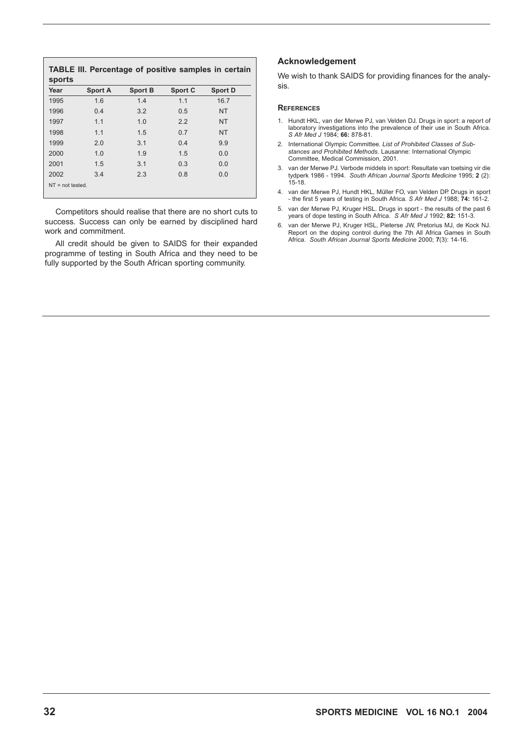**TABLE III. Percentage of positive samples in certain sports**

| Year | Sport A | Sport B | Sport C | Sport D |
|---|---|---|---|---|
| 1995 | 1.6 | 1.4 | 1.1 | 16.7 |
| 1996 | 0.4 | 3.2 | 0.5 | NT |
| 1997 | 1.1 | 1.0 | 2.2 | NT |
| 1998 | 1.1 | 1.5 | 0.7 | NT |
| 1999 | 2.0 | 3.1 | 0.4 | 9.9 |
| 2000 | 1.0 | 1.9 | 1.5 | 0.0 |
| 2001 | 1.5 | 3.1 | 0.3 | 0.0 |
| 2002 | 3.4 | 2.3 | 0.8 | 0.0 |

NT = not tested.

Competitors should realise that there are no short cuts to success. Success can only be earned by disciplined hard work and commitment.

All credit should be given to SAIDS for their expanded programme of testing in South Africa and they need to be fully supported by the South African sporting community.

## Acknowledgement

We wish to thank SAIDS for providing finances for the analysis.

### References

1. Hundt HKL, van der Merwe PJ, van Velden DJ. Drugs in sport: a report of laboratory investigations into the prevalence of their use in South Africa. *S Afr Med J* 1984; **66:** 878-81.
2. International Olympic Committee. *List of Prohibited Classes of Substances and Prohibited Methods.* Lausanne: International Olympic Committee, Medical Commission, 2001.
3. van der Merwe PJ. Verbode middels in sport: Resultate van toetsing vir die tydperk 1986 - 1994. *South African Journal Sports Medicine* 1995; **2** (2): 15-18.
4. van der Merwe PJ, Hundt HKL, Müller FO, van Velden DP. Drugs in sport - the first 5 years of testing in South Africa. *S Afr Med J* 1988; **74:** 161-2.
5. van der Merwe PJ, Kruger HSL. Drugs in sport - the results of the past 6 years of dope testing in South Africa. *S Afr Med J* 1992; **82:** 151-3.
6. van der Merwe PJ, Kruger HSL, Pieterse JW, Pretorius MJ, de Kock NJ. Report on the doping control during the 7th All Africa Games in South Africa. *South African Journal Sports Medicine* 2000; **7**(3): 14-16.